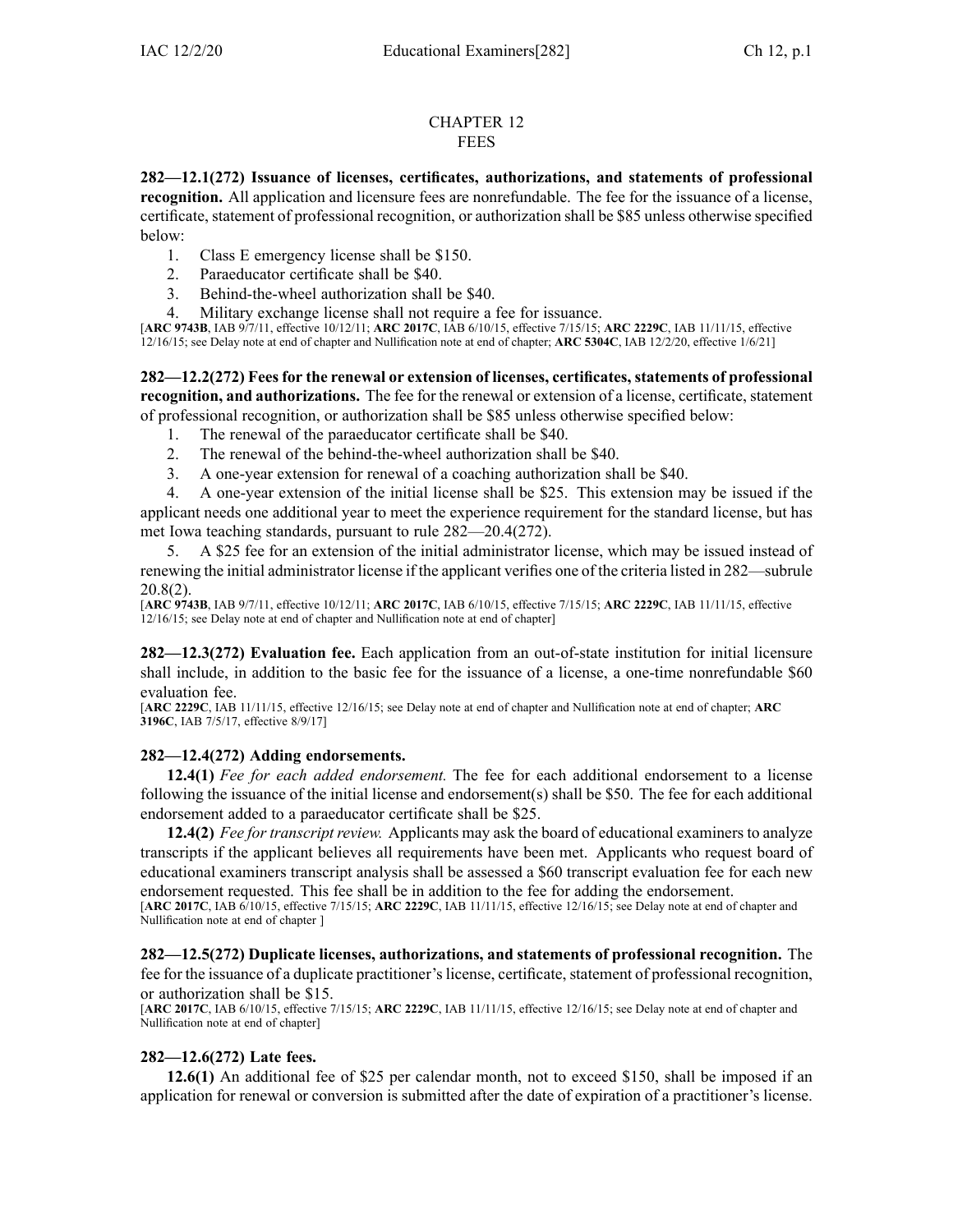# CHAPTER 12
# FEES

**282—12.1(272) Issuance of licenses, certificates, authorizations, and statements of professional recognition.** All application and licensure fees are nonrefundable. The fee for the issuance of a license, certificate, statement of professional recognition, or authorization shall be $85 unless otherwise specified below:

1. Class E emergency license shall be $150.
2. Paraeducator certificate shall be $40.
3. Behind-the-wheel authorization shall be $40.
4. Military exchange license shall not require a fee for issuance.

[**ARC 9743B**, IAB 9/7/11, effective 10/12/11; **ARC 2017C**, IAB 6/10/15, effective 7/15/15; **ARC 2229C**, IAB 11/11/15, effective 12/16/15; see Delay note at end of chapter and Nullification note at end of chapter; **ARC 5304C**, IAB 12/2/20, effective 1/6/21]

**282—12.2(272) Fees for the renewal or extension of licenses, certificates, statements of professional recognition, and authorizations.** The fee for the renewal or extension of a license, certificate, statement of professional recognition, or authorization shall be $85 unless otherwise specified below:

1. The renewal of the paraeducator certificate shall be $40.
2. The renewal of the behind-the-wheel authorization shall be $40.
3. A one-year extension for renewal of a coaching authorization shall be $40.
4. A one-year extension of the initial license shall be $25. This extension may be issued if the applicant needs one additional year to meet the experience requirement for the standard license, but has met Iowa teaching standards, pursuant to rule 282—20.4(272).
5. A $25 fee for an extension of the initial administrator license, which may be issued instead of renewing the initial administrator license if the applicant verifies one of the criteria listed in 282—subrule 20.8(2).

[**ARC 9743B**, IAB 9/7/11, effective 10/12/11; **ARC 2017C**, IAB 6/10/15, effective 7/15/15; **ARC 2229C**, IAB 11/11/15, effective 12/16/15; see Delay note at end of chapter and Nullification note at end of chapter]

**282—12.3(272) Evaluation fee.** Each application from an out-of-state institution for initial licensure shall include, in addition to the basic fee for the issuance of a license, a one-time nonrefundable $60 evaluation fee.

[**ARC 2229C**, IAB 11/11/15, effective 12/16/15; see Delay note at end of chapter and Nullification note at end of chapter; **ARC 3196C**, IAB 7/5/17, effective 8/9/17]

**282—12.4(272) Adding endorsements.**

**12.4(1)** *Fee for each added endorsement.* The fee for each additional endorsement to a license following the issuance of the initial license and endorsement(s) shall be $50. The fee for each additional endorsement added to a paraeducator certificate shall be $25.

**12.4(2)** *Fee for transcript review.* Applicants may ask the board of educational examiners to analyze transcripts if the applicant believes all requirements have been met. Applicants who request board of educational examiners transcript analysis shall be assessed a $60 transcript evaluation fee for each new endorsement requested. This fee shall be in addition to the fee for adding the endorsement.

[**ARC 2017C**, IAB 6/10/15, effective 7/15/15; **ARC 2229C**, IAB 11/11/15, effective 12/16/15; see Delay note at end of chapter and Nullification note at end of chapter ]

**282—12.5(272) Duplicate licenses, authorizations, and statements of professional recognition.** The fee for the issuance of a duplicate practitioner's license, certificate, statement of professional recognition, or authorization shall be $15.

[**ARC 2017C**, IAB 6/10/15, effective 7/15/15; **ARC 2229C**, IAB 11/11/15, effective 12/16/15; see Delay note at end of chapter and Nullification note at end of chapter]

**282—12.6(272) Late fees.**

**12.6(1)** An additional fee of $25 per calendar month, not to exceed $150, shall be imposed if an application for renewal or conversion is submitted after the date of expiration of a practitioner's license.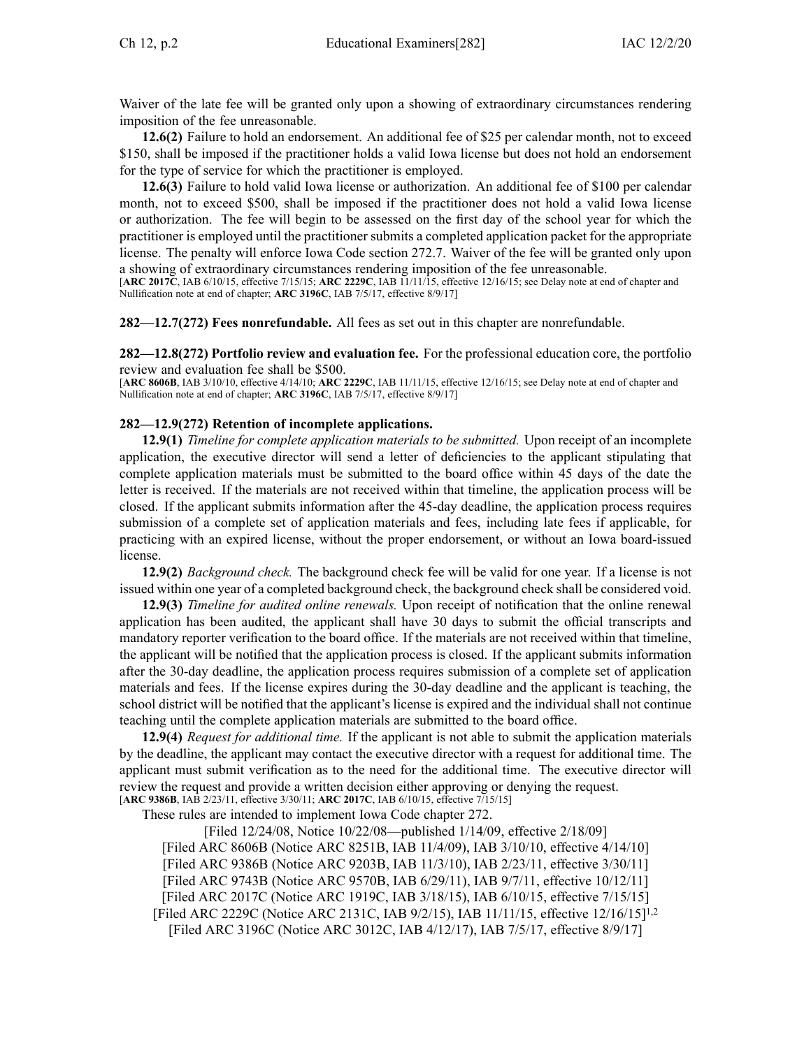Waiver of the late fee will be granted only upon a showing of extraordinary circumstances rendering imposition of the fee unreasonable.

**12.6(2)** Failure to hold an endorsement. An additional fee of $25 per calendar month, not to exceed $150, shall be imposed if the practitioner holds a valid Iowa license but does not hold an endorsement for the type of service for which the practitioner is employed.

**12.6(3)** Failure to hold valid Iowa license or authorization. An additional fee of $100 per calendar month, not to exceed $500, shall be imposed if the practitioner does not hold a valid Iowa license or authorization. The fee will begin to be assessed on the first day of the school year for which the practitioner is employed until the practitioner submits a completed application packet for the appropriate license. The penalty will enforce Iowa Code section 272.7. Waiver of the fee will be granted only upon a showing of extraordinary circumstances rendering imposition of the fee unreasonable.

[**ARC 2017C**, IAB 6/10/15, effective 7/15/15; **ARC 2229C**, IAB 11/11/15, effective 12/16/15; see Delay note at end of chapter and Nullification note at end of chapter; **ARC 3196C**, IAB 7/5/17, effective 8/9/17]

**282—12.7(272) Fees nonrefundable.** All fees as set out in this chapter are nonrefundable.

**282—12.8(272) Portfolio review and evaluation fee.** For the professional education core, the portfolio review and evaluation fee shall be $500.

[**ARC 8606B**, IAB 3/10/10, effective 4/14/10; **ARC 2229C**, IAB 11/11/15, effective 12/16/15; see Delay note at end of chapter and Nullification note at end of chapter; **ARC 3196C**, IAB 7/5/17, effective 8/9/17]

**282—12.9(272) Retention of incomplete applications.**

**12.9(1)** *Timeline for complete application materials to be submitted.* Upon receipt of an incomplete application, the executive director will send a letter of deficiencies to the applicant stipulating that complete application materials must be submitted to the board office within 45 days of the date the letter is received. If the materials are not received within that timeline, the application process will be closed. If the applicant submits information after the 45-day deadline, the application process requires submission of a complete set of application materials and fees, including late fees if applicable, for practicing with an expired license, without the proper endorsement, or without an Iowa board-issued license.

**12.9(2)** *Background check.* The background check fee will be valid for one year. If a license is not issued within one year of a completed background check, the background check shall be considered void.

**12.9(3)** *Timeline for audited online renewals.* Upon receipt of notification that the online renewal application has been audited, the applicant shall have 30 days to submit the official transcripts and mandatory reporter verification to the board office. If the materials are not received within that timeline, the applicant will be notified that the application process is closed. If the applicant submits information after the 30-day deadline, the application process requires submission of a complete set of application materials and fees. If the license expires during the 30-day deadline and the applicant is teaching, the school district will be notified that the applicant's license is expired and the individual shall not continue teaching until the complete application materials are submitted to the board office.

**12.9(4)** *Request for additional time.* If the applicant is not able to submit the application materials by the deadline, the applicant may contact the executive director with a request for additional time. The applicant must submit verification as to the need for the additional time. The executive director will review the request and provide a written decision either approving or denying the request.

[**ARC 9386B**, IAB 2/23/11, effective 3/30/11; **ARC 2017C**, IAB 6/10/15, effective 7/15/15]

These rules are intended to implement Iowa Code chapter 272.

[Filed 12/24/08, Notice 10/22/08—published 1/14/09, effective 2/18/09]

[Filed ARC 8606B (Notice ARC 8251B, IAB 11/4/09), IAB 3/10/10, effective 4/14/10]

[Filed ARC 9386B (Notice ARC 9203B, IAB 11/3/10), IAB 2/23/11, effective 3/30/11]

[Filed ARC 9743B (Notice ARC 9570B, IAB 6/29/11), IAB 9/7/11, effective 10/12/11]

[Filed ARC 2017C (Notice ARC 1919C, IAB 3/18/15), IAB 6/10/15, effective 7/15/15]

[Filed ARC 2229C (Notice ARC 2131C, IAB 9/2/15), IAB 11/11/15, effective 12/16/15][1,2]

[Filed ARC 3196C (Notice ARC 3012C, IAB 4/12/17), IAB 7/5/17, effective 8/9/17]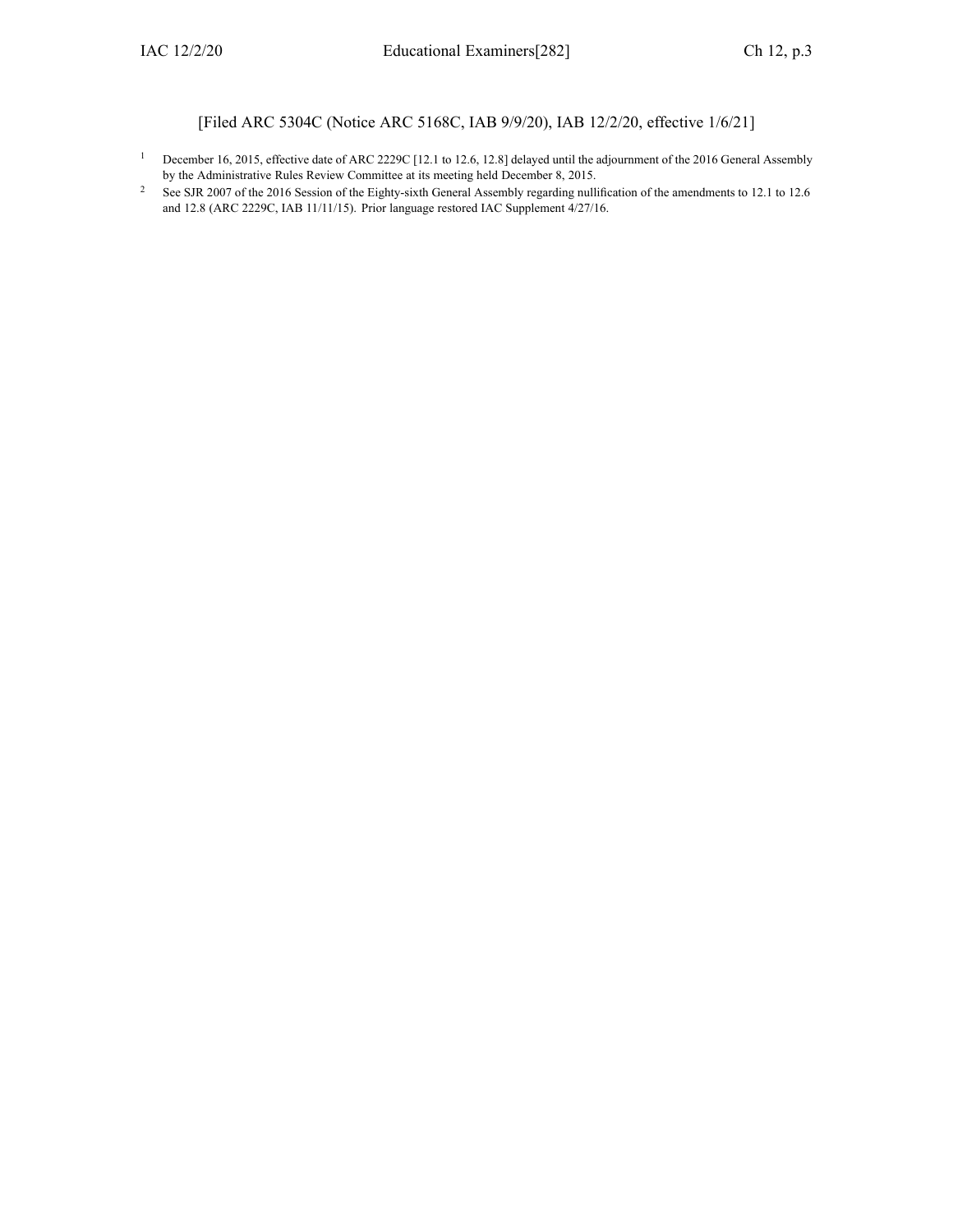[Filed ARC 5304C (Notice ARC 5168C, IAB 9/9/20), IAB 12/2/20, effective 1/6/21]

[1] December 16, 2015, effective date of ARC 2229C [12.1 to 12.6, 12.8] delayed until the adjournment of the 2016 General Assembly by the Administrative Rules Review Committee at its meeting held December 8, 2015.

[2] See SJR 2007 of the 2016 Session of the Eighty-sixth General Assembly regarding nullification of the amendments to 12.1 to 12.6 and 12.8 (ARC 2229C, IAB 11/11/15). Prior language restored IAC Supplement 4/27/16.